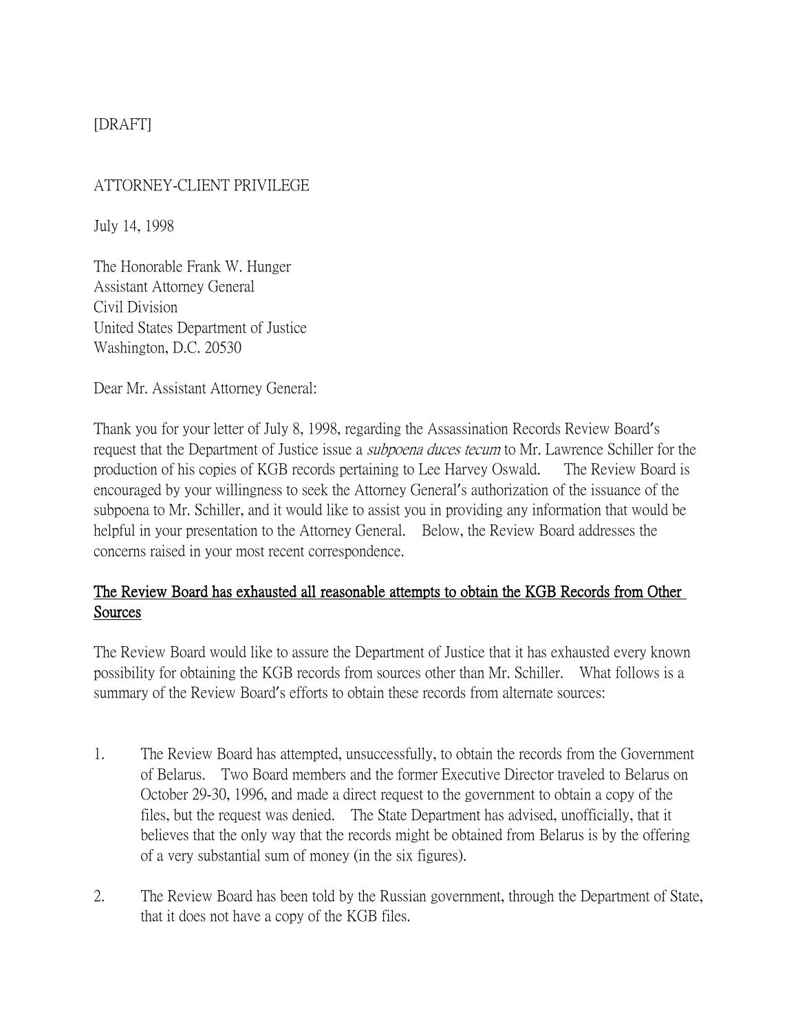[DRAFT]

ATTORNEY-CLIENT PRIVILEGE

July 14, 1998

The Honorable Frank W. Hunger
Assistant Attorney General
Civil Division
United States Department of Justice
Washington, D.C. 20530

Dear Mr. Assistant Attorney General:

Thank you for your letter of July 8, 1998, regarding the Assassination Records Review Board's request that the Department of Justice issue a *subpoena duces tecum* to Mr. Lawrence Schiller for the production of his copies of KGB records pertaining to Lee Harvey Oswald. The Review Board is encouraged by your willingness to seek the Attorney General's authorization of the issuance of the subpoena to Mr. Schiller, and it would like to assist you in providing any information that would be helpful in your presentation to the Attorney General. Below, the Review Board addresses the concerns raised in your most recent correspondence.

<u>The Review Board has exhausted all reasonable attempts to obtain the KGB Records from Other Sources</u>

The Review Board would like to assure the Department of Justice that it has exhausted every known possibility for obtaining the KGB records from sources other than Mr. Schiller. What follows is a summary of the Review Board's efforts to obtain these records from alternate sources:

1. The Review Board has attempted, unsuccessfully, to obtain the records from the Government of Belarus. Two Board members and the former Executive Director traveled to Belarus on October 29-30, 1996, and made a direct request to the government to obtain a copy of the files, but the request was denied. The State Department has advised, unofficially, that it believes that the only way that the records might be obtained from Belarus is by the offering of a very substantial sum of money (in the six figures).

2. The Review Board has been told by the Russian government, through the Department of State, that it does not have a copy of the KGB files.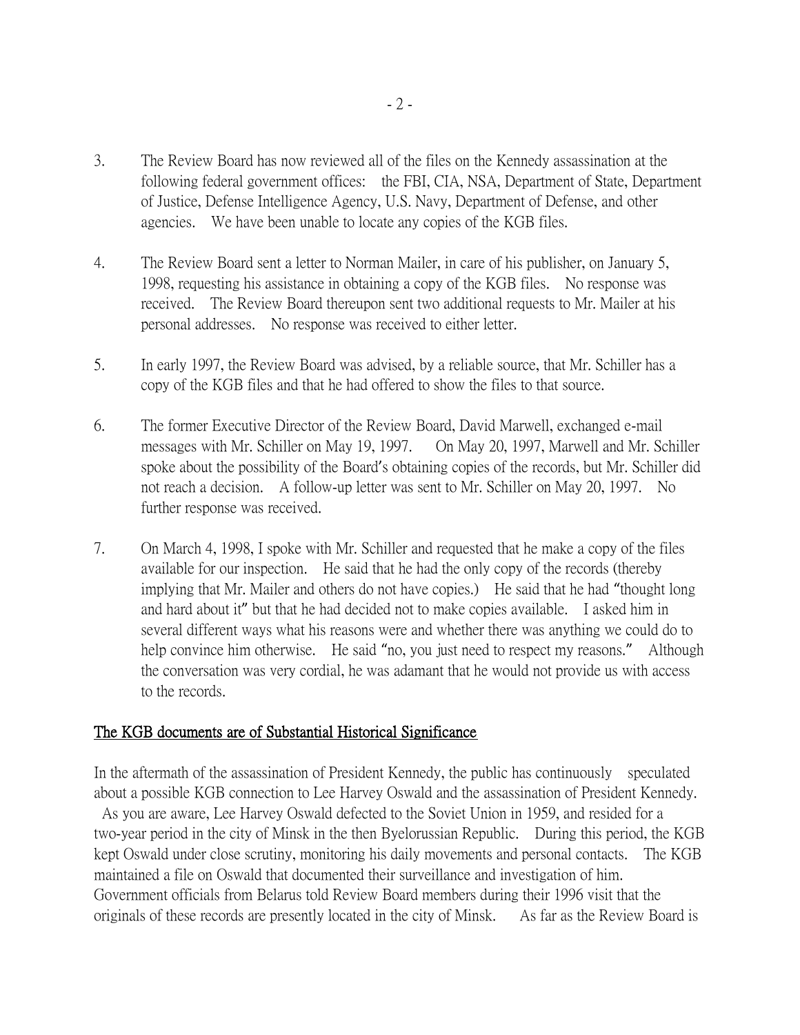3. The Review Board has now reviewed all of the files on the Kennedy assassination at the following federal government offices: the FBI, CIA, NSA, Department of State, Department of Justice, Defense Intelligence Agency, U.S. Navy, Department of Defense, and other agencies. We have been unable to locate any copies of the KGB files.

4. The Review Board sent a letter to Norman Mailer, in care of his publisher, on January 5, 1998, requesting his assistance in obtaining a copy of the KGB files. No response was received. The Review Board thereupon sent two additional requests to Mr. Mailer at his personal addresses. No response was received to either letter.

5. In early 1997, the Review Board was advised, by a reliable source, that Mr. Schiller has a copy of the KGB files and that he had offered to show the files to that source.

6. The former Executive Director of the Review Board, David Marwell, exchanged e-mail messages with Mr. Schiller on May 19, 1997. On May 20, 1997, Marwell and Mr. Schiller spoke about the possibility of the Board's obtaining copies of the records, but Mr. Schiller did not reach a decision. A follow-up letter was sent to Mr. Schiller on May 20, 1997. No further response was received.

7. On March 4, 1998, I spoke with Mr. Schiller and requested that he make a copy of the files available for our inspection. He said that he had the only copy of the records (thereby implying that Mr. Mailer and others do not have copies.) He said that he had "thought long and hard about it" but that he had decided not to make copies available. I asked him in several different ways what his reasons were and whether there was anything we could do to help convince him otherwise. He said "no, you just need to respect my reasons." Although the conversation was very cordial, he was adamant that he would not provide us with access to the records.

<u>The KGB documents are of Substantial Historical Significance</u>

In the aftermath of the assassination of President Kennedy, the public has continuously speculated about a possible KGB connection to Lee Harvey Oswald and the assassination of President Kennedy. As you are aware, Lee Harvey Oswald defected to the Soviet Union in 1959, and resided for a two-year period in the city of Minsk in the then Byelorussian Republic. During this period, the KGB kept Oswald under close scrutiny, monitoring his daily movements and personal contacts. The KGB maintained a file on Oswald that documented their surveillance and investigation of him. Government officials from Belarus told Review Board members during their 1996 visit that the originals of these records are presently located in the city of Minsk. As far as the Review Board is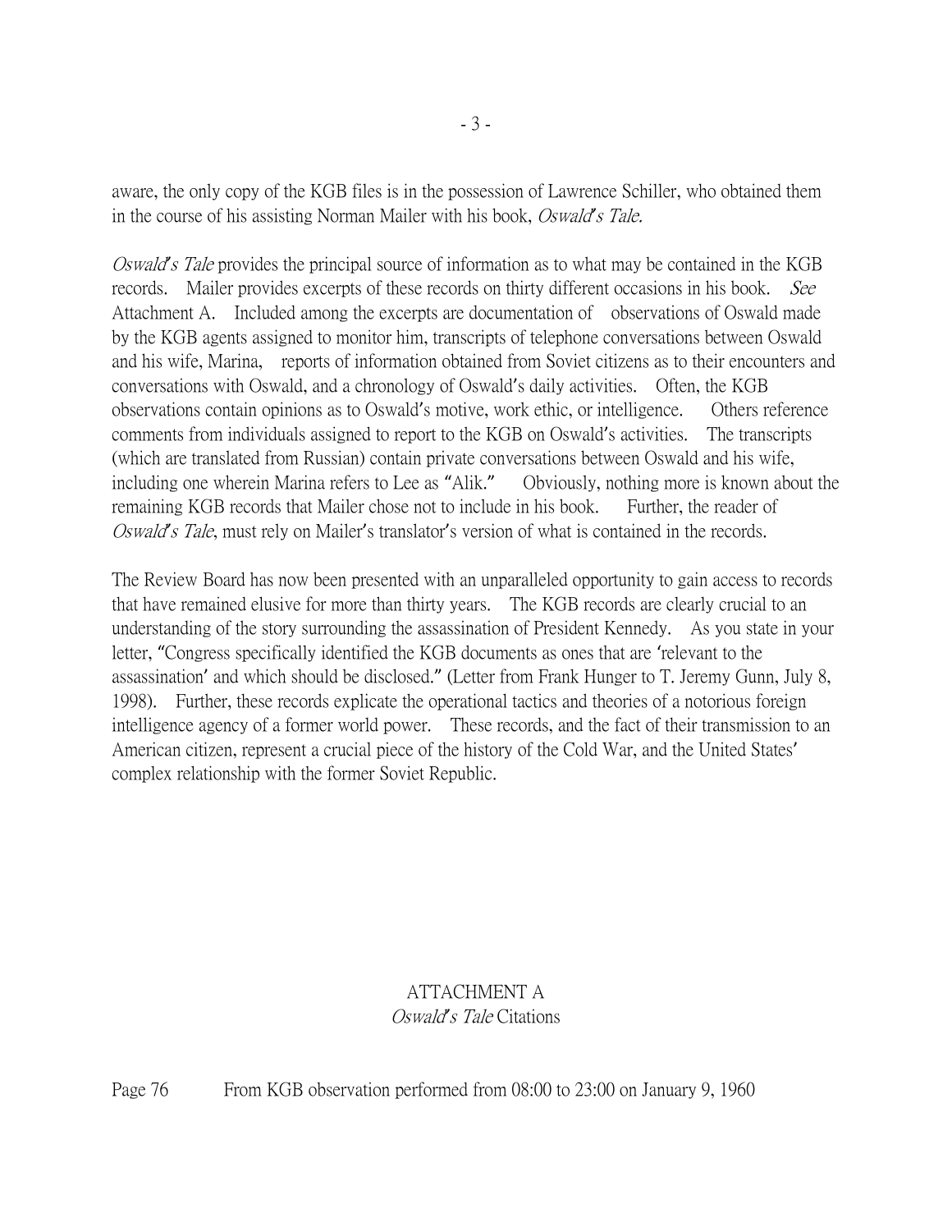aware, the only copy of the KGB files is in the possession of Lawrence Schiller, who obtained them in the course of his assisting Norman Mailer with his book, *Oswald's Tale.*

*Oswald's Tale* provides the principal source of information as to what may be contained in the KGB records. Mailer provides excerpts of these records on thirty different occasions in his book. *See* Attachment A. Included among the excerpts are documentation of observations of Oswald made by the KGB agents assigned to monitor him, transcripts of telephone conversations between Oswald and his wife, Marina, reports of information obtained from Soviet citizens as to their encounters and conversations with Oswald, and a chronology of Oswald's daily activities. Often, the KGB observations contain opinions as to Oswald's motive, work ethic, or intelligence. Others reference comments from individuals assigned to report to the KGB on Oswald's activities. The transcripts (which are translated from Russian) contain private conversations between Oswald and his wife, including one wherein Marina refers to Lee as "Alik." Obviously, nothing more is known about the remaining KGB records that Mailer chose not to include in his book. Further, the reader of *Oswald's Tale*, must rely on Mailer's translator's version of what is contained in the records.

The Review Board has now been presented with an unparalleled opportunity to gain access to records that have remained elusive for more than thirty years. The KGB records are clearly crucial to an understanding of the story surrounding the assassination of President Kennedy. As you state in your letter, "Congress specifically identified the KGB documents as ones that are 'relevant to the assassination' and which should be disclosed." (Letter from Frank Hunger to T. Jeremy Gunn, July 8, 1998). Further, these records explicate the operational tactics and theories of a notorious foreign intelligence agency of a former world power. These records, and the fact of their transmission to an American citizen, represent a crucial piece of the history of the Cold War, and the United States' complex relationship with the former Soviet Republic.

## ATTACHMENT A
### *Oswald's Tale* Citations

Page 76 From KGB observation performed from 08:00 to 23:00 on January 9, 1960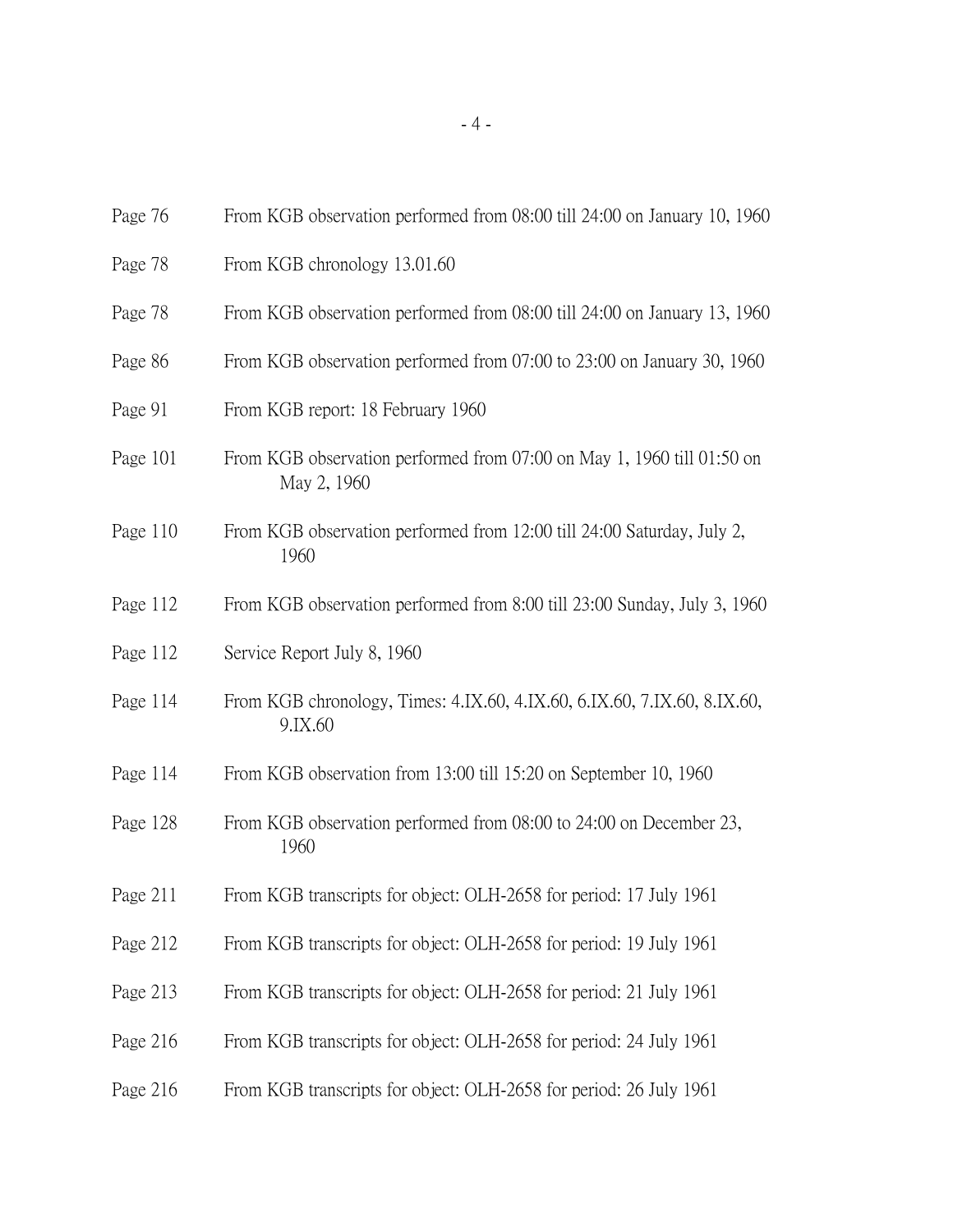Page 76 From KGB observation performed from 08:00 till 24:00 on January 10, 1960

Page 78 From KGB chronology 13.01.60

Page 78 From KGB observation performed from 08:00 till 24:00 on January 13, 1960

Page 86 From KGB observation performed from 07:00 to 23:00 on January 30, 1960

Page 91 From KGB report: 18 February 1960

Page 101 From KGB observation performed from 07:00 on May 1, 1960 till 01:50 on May 2, 1960

Page 110 From KGB observation performed from 12:00 till 24:00 Saturday, July 2, 1960

Page 112 From KGB observation performed from 8:00 till 23:00 Sunday, July 3, 1960

Page 112 Service Report July 8, 1960

Page 114 From KGB chronology, Times: 4.IX.60, 4.IX.60, 6.IX.60, 7.IX.60, 8.IX.60, 9.IX.60

Page 114 From KGB observation from 13:00 till 15:20 on September 10, 1960

Page 128 From KGB observation performed from 08:00 to 24:00 on December 23, 1960

Page 211 From KGB transcripts for object: OLH-2658 for period: 17 July 1961

Page 212 From KGB transcripts for object: OLH-2658 for period: 19 July 1961

Page 213 From KGB transcripts for object: OLH-2658 for period: 21 July 1961

Page 216 From KGB transcripts for object: OLH-2658 for period: 24 July 1961

Page 216 From KGB transcripts for object: OLH-2658 for period: 26 July 1961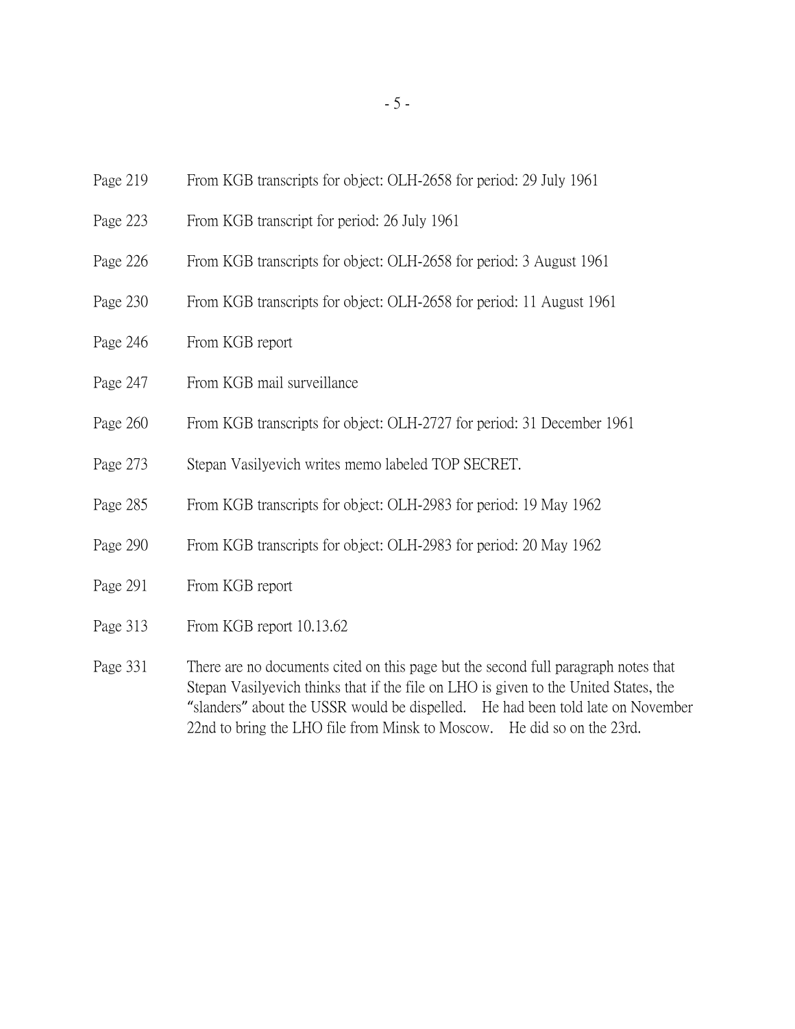| | |
|---|---|
| Page 219 | From KGB transcripts for object: OLH-2658 for period: 29 July 1961 |
| Page 223 | From KGB transcript for period: 26 July 1961 |
| Page 226 | From KGB transcripts for object: OLH-2658 for period: 3 August 1961 |
| Page 230 | From KGB transcripts for object: OLH-2658 for period: 11 August 1961 |
| Page 246 | From KGB report |
| Page 247 | From KGB mail surveillance |
| Page 260 | From KGB transcripts for object: OLH-2727 for period: 31 December 1961 |
| Page 273 | Stepan Vasilyevich writes memo labeled TOP SECRET. |
| Page 285 | From KGB transcripts for object: OLH-2983 for period: 19 May 1962 |
| Page 290 | From KGB transcripts for object: OLH-2983 for period: 20 May 1962 |
| Page 291 | From KGB report |
| Page 313 | From KGB report 10.13.62 |
| Page 331 | There are no documents cited on this page but the second full paragraph notes that Stepan Vasilyevich thinks that if the file on LHO is given to the United States, the "slanders" about the USSR would be dispelled. He had been told late on November 22nd to bring the LHO file from Minsk to Moscow. He did so on the 23rd. |